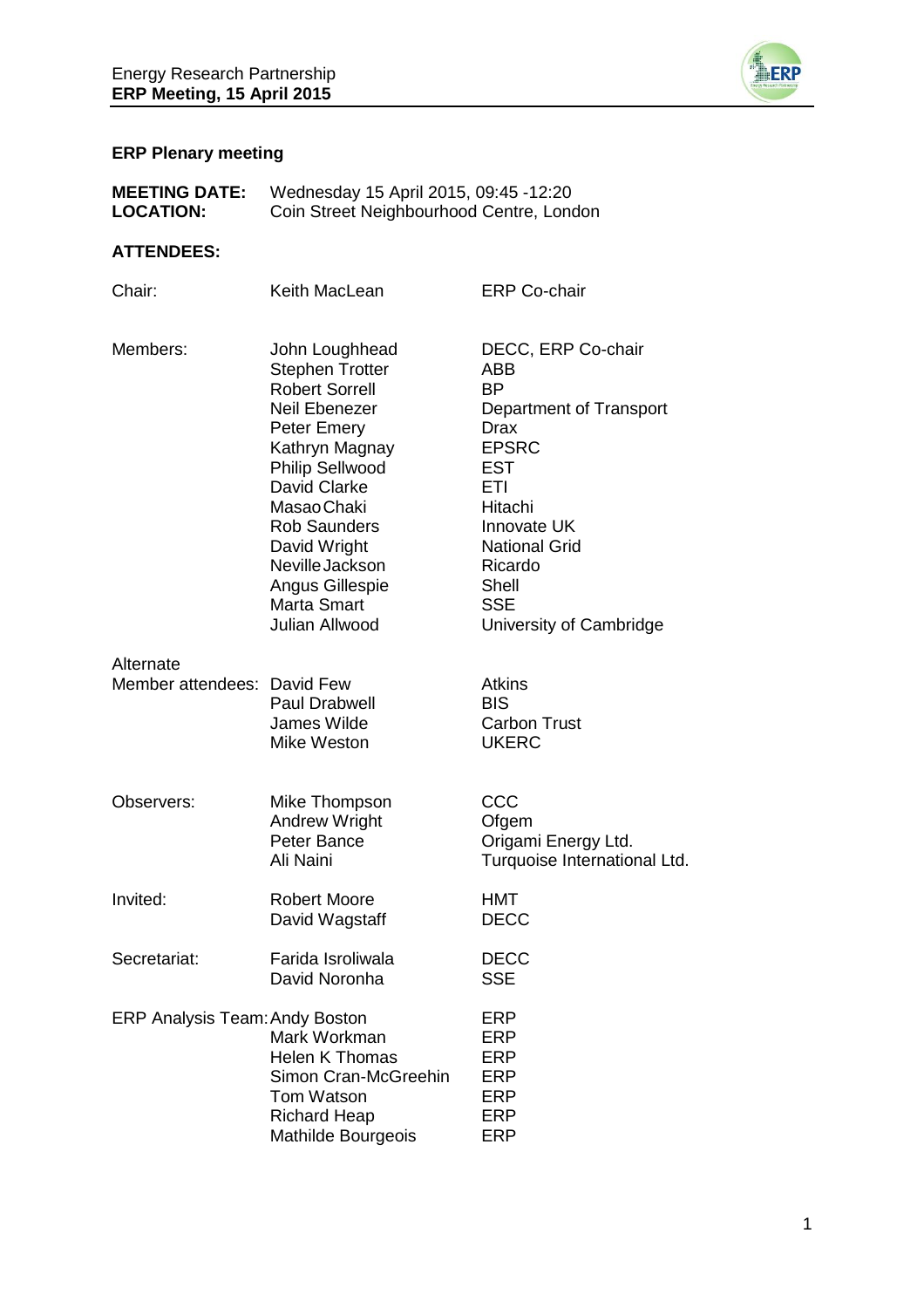## ERP Plenary meeting

**MEETING DATE:** Wednesday 15 April 2015, 09:45 -12:20
**LOCATION:** Coin Street Neighbourhood Centre, London

**ATTENDEES:**

| | | |
|---|---|---|
| Chair: | Keith MacLean | ERP Co-chair |
| Members: | John Loughhead | DECC, ERP Co-chair |
| | Stephen Trotter | ABB |
| | Robert Sorrell | BP |
| | Neil Ebenezer | Department of Transport |
| | Peter Emery | Drax |
| | Kathryn Magnay | EPSRC |
| | Philip Sellwood | EST |
| | David Clarke | ETI |
| | Masao Chaki | Hitachi |
| | Rob Saunders | Innovate UK |
| | David Wright | National Grid |
| | Neville Jackson | Ricardo |
| | Angus Gillespie | Shell |
| | Marta Smart | SSE |
| | Julian Allwood | University of Cambridge |
| Alternate Member attendees: | David Few | Atkins |
| | Paul Drabwell | BIS |
| | James Wilde | Carbon Trust |
| | Mike Weston | UKERC |
| Observers: | Mike Thompson | CCC |
| | Andrew Wright | Ofgem |
| | Peter Bance | Origami Energy Ltd. |
| | Ali Naini | Turquoise International Ltd. |
| Invited: | Robert Moore | HMT |
| | David Wagstaff | DECC |
| Secretariat: | Farida Isroliwala | DECC |
| | David Noronha | SSE |
| ERP Analysis Team: | Andy Boston | ERP |
| | Mark Workman | ERP |
| | Helen K Thomas | ERP |
| | Simon Cran-McGreehin | ERP |
| | Tom Watson | ERP |
| | Richard Heap | ERP |
| | Mathilde Bourgeois | ERP |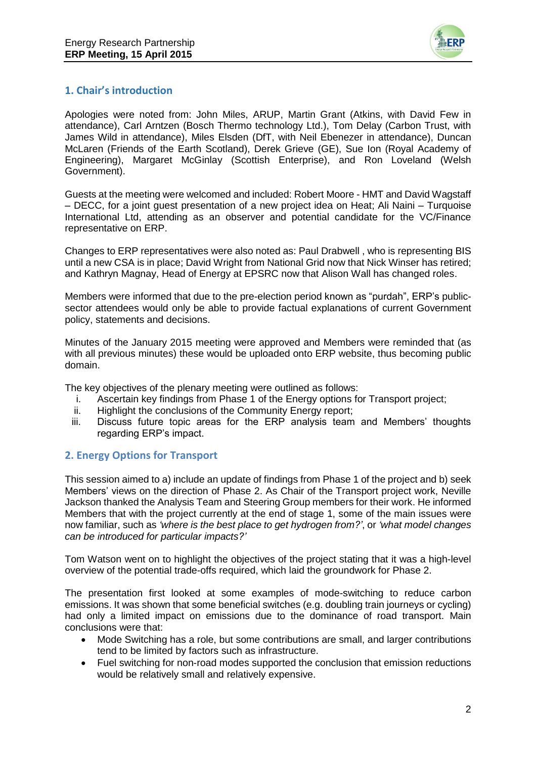## 1. Chair's introduction

Apologies were noted from: John Miles, ARUP, Martin Grant (Atkins, with David Few in attendance), Carl Arntzen (Bosch Thermo technology Ltd.), Tom Delay (Carbon Trust, with James Wild in attendance), Miles Elsden (DfT, with Neil Ebenezer in attendance), Duncan McLaren (Friends of the Earth Scotland), Derek Grieve (GE), Sue Ion (Royal Academy of Engineering), Margaret McGinlay (Scottish Enterprise), and Ron Loveland (Welsh Government).

Guests at the meeting were welcomed and included: Robert Moore - HMT and David Wagstaff – DECC, for a joint guest presentation of a new project idea on Heat; Ali Naini – Turquoise International Ltd, attending as an observer and potential candidate for the VC/Finance representative on ERP.

Changes to ERP representatives were also noted as: Paul Drabwell , who is representing BIS until a new CSA is in place; David Wright from National Grid now that Nick Winser has retired; and Kathryn Magnay, Head of Energy at EPSRC now that Alison Wall has changed roles.

Members were informed that due to the pre-election period known as "purdah", ERP's public-sector attendees would only be able to provide factual explanations of current Government policy, statements and decisions.

Minutes of the January 2015 meeting were approved and Members were reminded that (as with all previous minutes) these would be uploaded onto ERP website, thus becoming public domain.

The key objectives of the plenary meeting were outlined as follows:

i. Ascertain key findings from Phase 1 of the Energy options for Transport project;
ii. Highlight the conclusions of the Community Energy report;
iii. Discuss future topic areas for the ERP analysis team and Members' thoughts regarding ERP's impact.

## 2. Energy Options for Transport

This session aimed to a) include an update of findings from Phase 1 of the project and b) seek Members' views on the direction of Phase 2. As Chair of the Transport project work, Neville Jackson thanked the Analysis Team and Steering Group members for their work. He informed Members that with the project currently at the end of stage 1, some of the main issues were now familiar, such as *'where is the best place to get hydrogen from?'*, or *'what model changes can be introduced for particular impacts?'*

Tom Watson went on to highlight the objectives of the project stating that it was a high-level overview of the potential trade-offs required, which laid the groundwork for Phase 2.

The presentation first looked at some examples of mode-switching to reduce carbon emissions. It was shown that some beneficial switches (e.g. doubling train journeys or cycling) had only a limited impact on emissions due to the dominance of road transport. Main conclusions were that:

- Mode Switching has a role, but some contributions are small, and larger contributions tend to be limited by factors such as infrastructure.
- Fuel switching for non-road modes supported the conclusion that emission reductions would be relatively small and relatively expensive.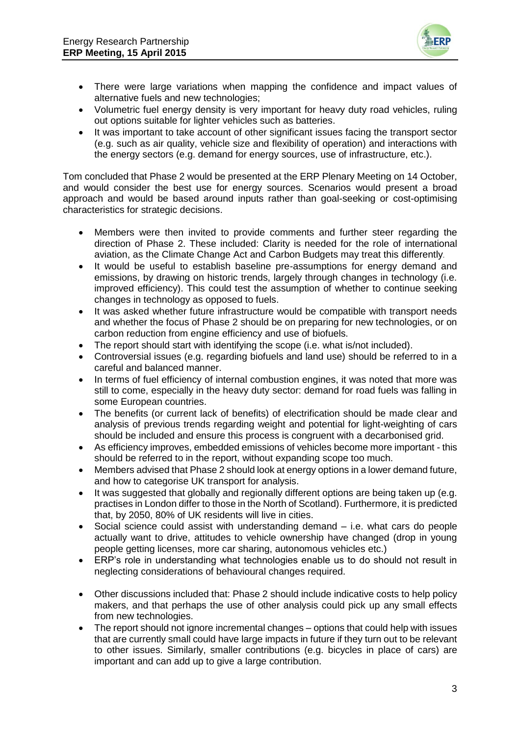- There were large variations when mapping the confidence and impact values of alternative fuels and new technologies;
- Volumetric fuel energy density is very important for heavy duty road vehicles, ruling out options suitable for lighter vehicles such as batteries.
- It was important to take account of other significant issues facing the transport sector (e.g. such as air quality, vehicle size and flexibility of operation) and interactions with the energy sectors (e.g. demand for energy sources, use of infrastructure, etc.).

Tom concluded that Phase 2 would be presented at the ERP Plenary Meeting on 14 October, and would consider the best use for energy sources. Scenarios would present a broad approach and would be based around inputs rather than goal-seeking or cost-optimising characteristics for strategic decisions.

- Members were then invited to provide comments and further steer regarding the direction of Phase 2. These included: Clarity is needed for the role of international aviation, as the Climate Change Act and Carbon Budgets may treat this differently.
- It would be useful to establish baseline pre-assumptions for energy demand and emissions, by drawing on historic trends, largely through changes in technology (i.e. improved efficiency). This could test the assumption of whether to continue seeking changes in technology as opposed to fuels.
- It was asked whether future infrastructure would be compatible with transport needs and whether the focus of Phase 2 should be on preparing for new technologies, or on carbon reduction from engine efficiency and use of biofuels.
- The report should start with identifying the scope (i.e. what is/not included).
- Controversial issues (e.g. regarding biofuels and land use) should be referred to in a careful and balanced manner.
- In terms of fuel efficiency of internal combustion engines, it was noted that more was still to come, especially in the heavy duty sector: demand for road fuels was falling in some European countries.
- The benefits (or current lack of benefits) of electrification should be made clear and analysis of previous trends regarding weight and potential for light-weighting of cars should be included and ensure this process is congruent with a decarbonised grid.
- As efficiency improves, embedded emissions of vehicles become more important - this should be referred to in the report, without expanding scope too much.
- Members advised that Phase 2 should look at energy options in a lower demand future, and how to categorise UK transport for analysis.
- It was suggested that globally and regionally different options are being taken up (e.g. practises in London differ to those in the North of Scotland). Furthermore, it is predicted that, by 2050, 80% of UK residents will live in cities.
- Social science could assist with understanding demand – i.e. what cars do people actually want to drive, attitudes to vehicle ownership have changed (drop in young people getting licenses, more car sharing, autonomous vehicles etc.)
- ERP's role in understanding what technologies enable us to do should not result in neglecting considerations of behavioural changes required.

- Other discussions included that: Phase 2 should include indicative costs to help policy makers, and that perhaps the use of other analysis could pick up any small effects from new technologies.
- The report should not ignore incremental changes – options that could help with issues that are currently small could have large impacts in future if they turn out to be relevant to other issues. Similarly, smaller contributions (e.g. bicycles in place of cars) are important and can add up to give a large contribution.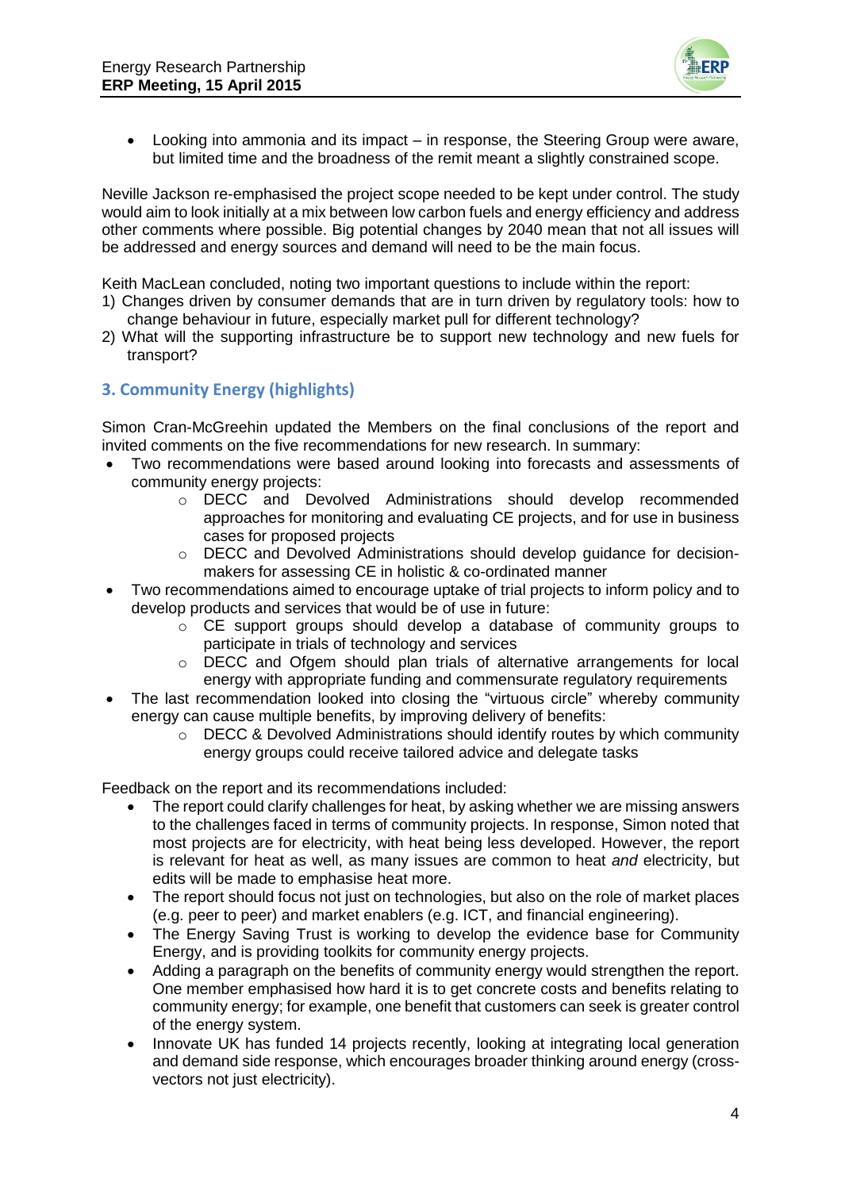- Looking into ammonia and its impact – in response, the Steering Group were aware, but limited time and the broadness of the remit meant a slightly constrained scope.

Neville Jackson re-emphasised the project scope needed to be kept under control. The study would aim to look initially at a mix between low carbon fuels and energy efficiency and address other comments where possible. Big potential changes by 2040 mean that not all issues will be addressed and energy sources and demand will need to be the main focus.

Keith MacLean concluded, noting two important questions to include within the report:

1) Changes driven by consumer demands that are in turn driven by regulatory tools: how to change behaviour in future, especially market pull for different technology?
2) What will the supporting infrastructure be to support new technology and new fuels for transport?

## 3. Community Energy (highlights)

Simon Cran-McGreehin updated the Members on the final conclusions of the report and invited comments on the five recommendations for new research. In summary:

- Two recommendations were based around looking into forecasts and assessments of community energy projects:
  - DECC and Devolved Administrations should develop recommended approaches for monitoring and evaluating CE projects, and for use in business cases for proposed projects
  - DECC and Devolved Administrations should develop guidance for decision-makers for assessing CE in holistic & co-ordinated manner
- Two recommendations aimed to encourage uptake of trial projects to inform policy and to develop products and services that would be of use in future:
  - CE support groups should develop a database of community groups to participate in trials of technology and services
  - DECC and Ofgem should plan trials of alternative arrangements for local energy with appropriate funding and commensurate regulatory requirements
- The last recommendation looked into closing the "virtuous circle" whereby community energy can cause multiple benefits, by improving delivery of benefits:
  - DECC & Devolved Administrations should identify routes by which community energy groups could receive tailored advice and delegate tasks

Feedback on the report and its recommendations included:

- The report could clarify challenges for heat, by asking whether we are missing answers to the challenges faced in terms of community projects. In response, Simon noted that most projects are for electricity, with heat being less developed. However, the report is relevant for heat as well, as many issues are common to heat *and* electricity, but edits will be made to emphasise heat more.
- The report should focus not just on technologies, but also on the role of market places (e.g. peer to peer) and market enablers (e.g. ICT, and financial engineering).
- The Energy Saving Trust is working to develop the evidence base for Community Energy, and is providing toolkits for community energy projects.
- Adding a paragraph on the benefits of community energy would strengthen the report. One member emphasised how hard it is to get concrete costs and benefits relating to community energy; for example, one benefit that customers can seek is greater control of the energy system.
- Innovate UK has funded 14 projects recently, looking at integrating local generation and demand side response, which encourages broader thinking around energy (cross-vectors not just electricity).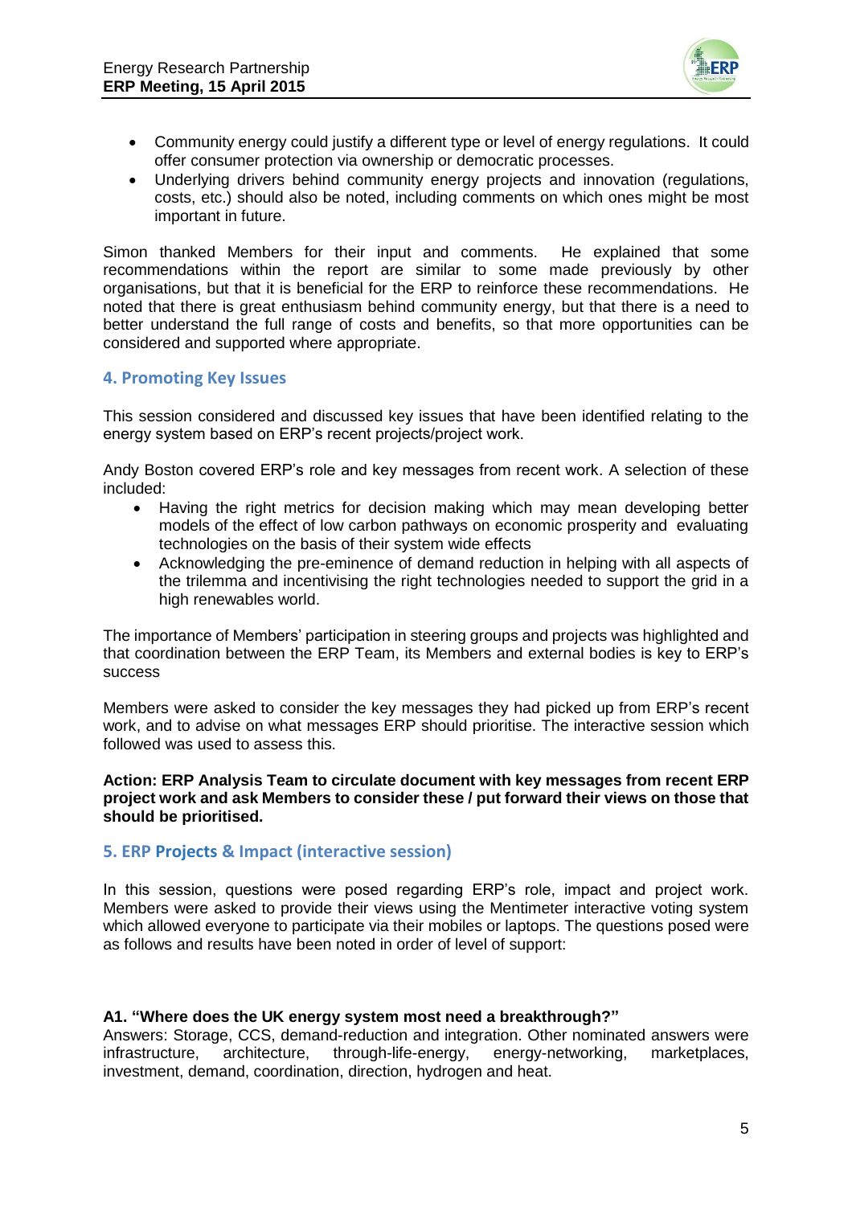- Community energy could justify a different type or level of energy regulations. It could offer consumer protection via ownership or democratic processes.
- Underlying drivers behind community energy projects and innovation (regulations, costs, etc.) should also be noted, including comments on which ones might be most important in future.

Simon thanked Members for their input and comments. He explained that some recommendations within the report are similar to some made previously by other organisations, but that it is beneficial for the ERP to reinforce these recommendations. He noted that there is great enthusiasm behind community energy, but that there is a need to better understand the full range of costs and benefits, so that more opportunities can be considered and supported where appropriate.

## 4. Promoting Key Issues

This session considered and discussed key issues that have been identified relating to the energy system based on ERP's recent projects/project work.

Andy Boston covered ERP's role and key messages from recent work. A selection of these included:

- Having the right metrics for decision making which may mean developing better models of the effect of low carbon pathways on economic prosperity and evaluating technologies on the basis of their system wide effects
- Acknowledging the pre-eminence of demand reduction in helping with all aspects of the trilemma and incentivising the right technologies needed to support the grid in a high renewables world.

The importance of Members' participation in steering groups and projects was highlighted and that coordination between the ERP Team, its Members and external bodies is key to ERP's success

Members were asked to consider the key messages they had picked up from ERP's recent work, and to advise on what messages ERP should prioritise. The interactive session which followed was used to assess this.

**Action: ERP Analysis Team to circulate document with key messages from recent ERP project work and ask Members to consider these / put forward their views on those that should be prioritised.**

## 5. ERP Projects & Impact (interactive session)

In this session, questions were posed regarding ERP's role, impact and project work. Members were asked to provide their views using the Mentimeter interactive voting system which allowed everyone to participate via their mobiles or laptops. The questions posed were as follows and results have been noted in order of level of support:

**A1. "Where does the UK energy system most need a breakthrough?"**
Answers: Storage, CCS, demand-reduction and integration. Other nominated answers were infrastructure, architecture, through-life-energy, energy-networking, marketplaces, investment, demand, coordination, direction, hydrogen and heat.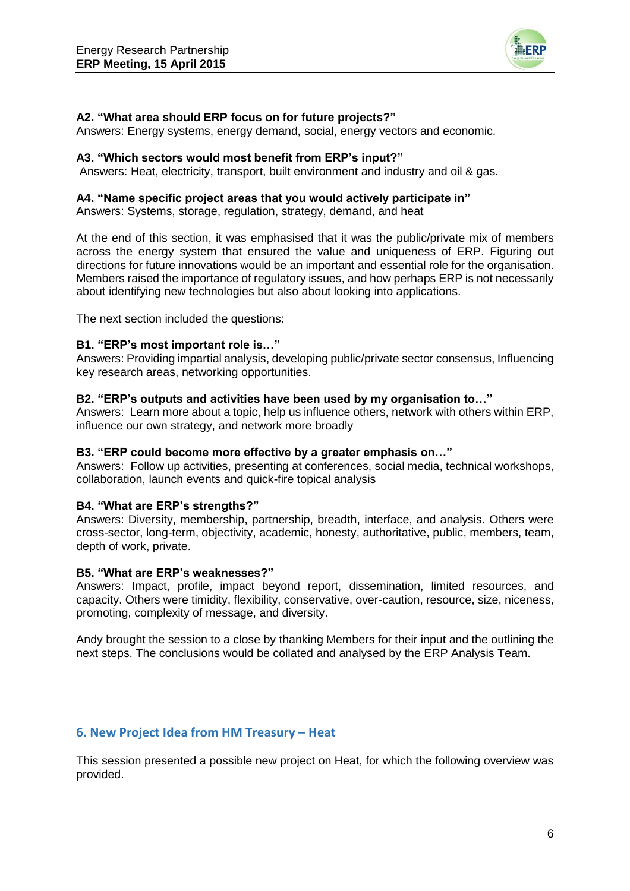**A2. "What area should ERP focus on for future projects?"**
Answers: Energy systems, energy demand, social, energy vectors and economic.

**A3. "Which sectors would most benefit from ERP's input?"**
Answers: Heat, electricity, transport, built environment and industry and oil & gas.

**A4. "Name specific project areas that you would actively participate in"**
Answers: Systems, storage, regulation, strategy, demand, and heat

At the end of this section, it was emphasised that it was the public/private mix of members across the energy system that ensured the value and uniqueness of ERP. Figuring out directions for future innovations would be an important and essential role for the organisation. Members raised the importance of regulatory issues, and how perhaps ERP is not necessarily about identifying new technologies but also about looking into applications.

The next section included the questions:

**B1. "ERP's most important role is…"**
Answers: Providing impartial analysis, developing public/private sector consensus, Influencing key research areas, networking opportunities.

**B2. "ERP's outputs and activities have been used by my organisation to…"**
Answers: Learn more about a topic, help us influence others, network with others within ERP, influence our own strategy, and network more broadly

**B3. "ERP could become more effective by a greater emphasis on…"**
Answers: Follow up activities, presenting at conferences, social media, technical workshops, collaboration, launch events and quick-fire topical analysis

**B4. "What are ERP's strengths?"**
Answers: Diversity, membership, partnership, breadth, interface, and analysis. Others were cross-sector, long-term, objectivity, academic, honesty, authoritative, public, members, team, depth of work, private.

**B5. "What are ERP's weaknesses?"**
Answers: Impact, profile, impact beyond report, dissemination, limited resources, and capacity. Others were timidity, flexibility, conservative, over-caution, resource, size, niceness, promoting, complexity of message, and diversity.

Andy brought the session to a close by thanking Members for their input and the outlining the next steps. The conclusions would be collated and analysed by the ERP Analysis Team.

## 6. New Project Idea from HM Treasury – Heat

This session presented a possible new project on Heat, for which the following overview was provided.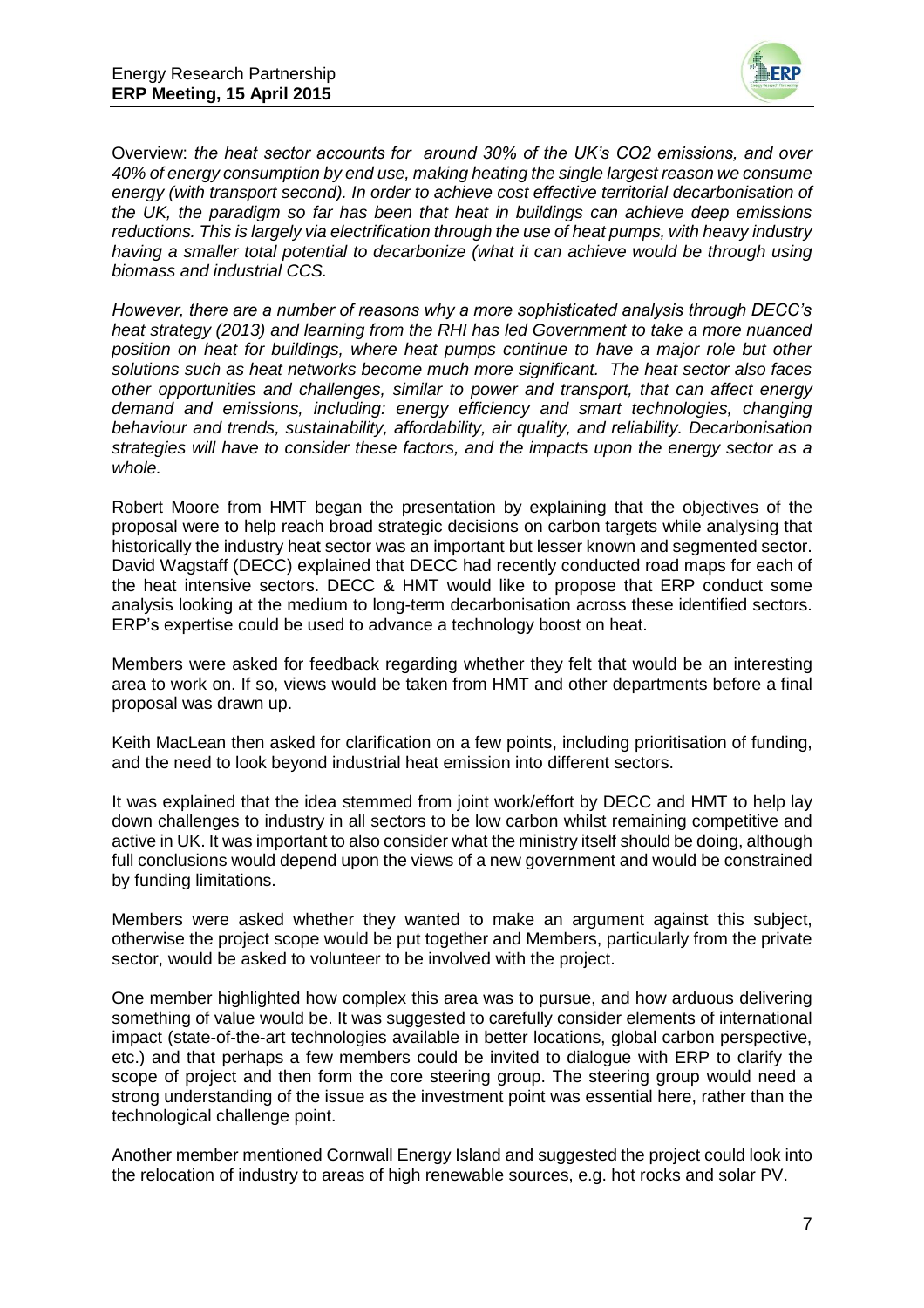Overview: *the heat sector accounts for around 30% of the UK's CO2 emissions, and over 40% of energy consumption by end use, making heating the single largest reason we consume energy (with transport second). In order to achieve cost effective territorial decarbonisation of the UK, the paradigm so far has been that heat in buildings can achieve deep emissions reductions. This is largely via electrification through the use of heat pumps, with heavy industry having a smaller total potential to decarbonize (what it can achieve would be through using biomass and industrial CCS.*

*However, there are a number of reasons why a more sophisticated analysis through DECC's heat strategy (2013) and learning from the RHI has led Government to take a more nuanced position on heat for buildings, where heat pumps continue to have a major role but other solutions such as heat networks become much more significant. The heat sector also faces other opportunities and challenges, similar to power and transport, that can affect energy demand and emissions, including: energy efficiency and smart technologies, changing behaviour and trends, sustainability, affordability, air quality, and reliability. Decarbonisation strategies will have to consider these factors, and the impacts upon the energy sector as a whole.*

Robert Moore from HMT began the presentation by explaining that the objectives of the proposal were to help reach broad strategic decisions on carbon targets while analysing that historically the industry heat sector was an important but lesser known and segmented sector. David Wagstaff (DECC) explained that DECC had recently conducted road maps for each of the heat intensive sectors. DECC & HMT would like to propose that ERP conduct some analysis looking at the medium to long-term decarbonisation across these identified sectors. ERP's expertise could be used to advance a technology boost on heat.

Members were asked for feedback regarding whether they felt that would be an interesting area to work on. If so, views would be taken from HMT and other departments before a final proposal was drawn up.

Keith MacLean then asked for clarification on a few points, including prioritisation of funding, and the need to look beyond industrial heat emission into different sectors.

It was explained that the idea stemmed from joint work/effort by DECC and HMT to help lay down challenges to industry in all sectors to be low carbon whilst remaining competitive and active in UK. It was important to also consider what the ministry itself should be doing, although full conclusions would depend upon the views of a new government and would be constrained by funding limitations.

Members were asked whether they wanted to make an argument against this subject, otherwise the project scope would be put together and Members, particularly from the private sector, would be asked to volunteer to be involved with the project.

One member highlighted how complex this area was to pursue, and how arduous delivering something of value would be. It was suggested to carefully consider elements of international impact (state-of-the-art technologies available in better locations, global carbon perspective, etc.) and that perhaps a few members could be invited to dialogue with ERP to clarify the scope of project and then form the core steering group. The steering group would need a strong understanding of the issue as the investment point was essential here, rather than the technological challenge point.

Another member mentioned Cornwall Energy Island and suggested the project could look into the relocation of industry to areas of high renewable sources, e.g. hot rocks and solar PV.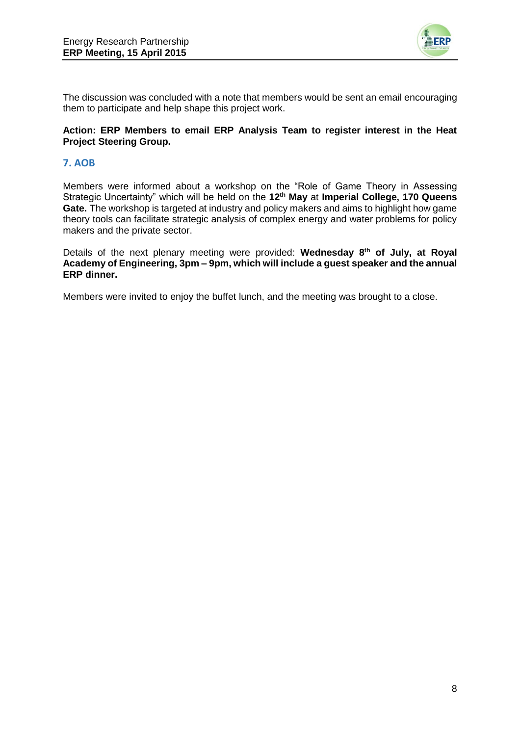The discussion was concluded with a note that members would be sent an email encouraging them to participate and help shape this project work.

**Action: ERP Members to email ERP Analysis Team to register interest in the Heat Project Steering Group.**

## 7. AOB

Members were informed about a workshop on the "Role of Game Theory in Assessing Strategic Uncertainty" which will be held on the **12th May** at **Imperial College, 170 Queens Gate.** The workshop is targeted at industry and policy makers and aims to highlight how game theory tools can facilitate strategic analysis of complex energy and water problems for policy makers and the private sector.

Details of the next plenary meeting were provided: **Wednesday 8th of July, at Royal Academy of Engineering, 3pm – 9pm, which will include a guest speaker and the annual ERP dinner.**

Members were invited to enjoy the buffet lunch, and the meeting was brought to a close.